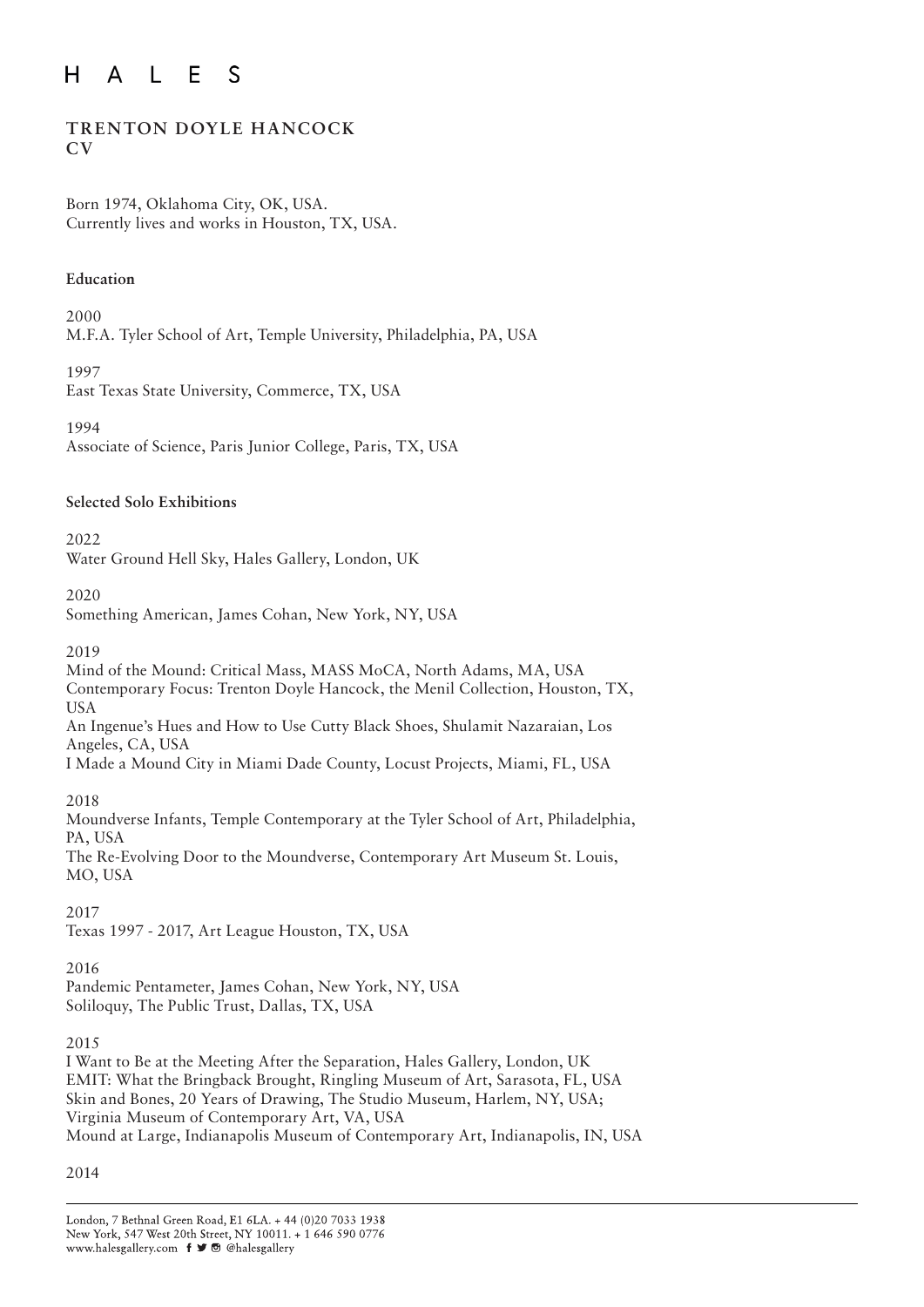# H A L E S

## TRENTON DOYLE HANCOCK
## CV

Born 1974, Oklahoma City, OK, USA.
Currently lives and works in Houston, TX, USA.

### Education

2000
M.F.A. Tyler School of Art, Temple University, Philadelphia, PA, USA

1997
East Texas State University, Commerce, TX, USA

1994
Associate of Science, Paris Junior College, Paris, TX, USA

### Selected Solo Exhibitions

2022
Water Ground Hell Sky, Hales Gallery, London, UK

2020
Something American, James Cohan, New York, NY, USA

2019
Mind of the Mound: Critical Mass, MASS MoCA, North Adams, MA, USA
Contemporary Focus: Trenton Doyle Hancock, the Menil Collection, Houston, TX, USA
An Ingenue's Hues and How to Use Cutty Black Shoes, Shulamit Nazaraian, Los Angeles, CA, USA
I Made a Mound City in Miami Dade County, Locust Projects, Miami, FL, USA

2018
Moundverse Infants, Temple Contemporary at the Tyler School of Art, Philadelphia, PA, USA
The Re-Evolving Door to the Moundverse, Contemporary Art Museum St. Louis, MO, USA

2017
Texas 1997 - 2017, Art League Houston, TX, USA

2016
Pandemic Pentameter, James Cohan, New York, NY, USA
Soliloquy, The Public Trust, Dallas, TX, USA

2015
I Want to Be at the Meeting After the Separation, Hales Gallery, London, UK
EMIT: What the Bringback Brought, Ringling Museum of Art, Sarasota, FL, USA
Skin and Bones, 20 Years of Drawing, The Studio Museum, Harlem, NY, USA;
Virginia Museum of Contemporary Art, VA, USA
Mound at Large, Indianapolis Museum of Contemporary Art, Indianapolis, IN, USA

2014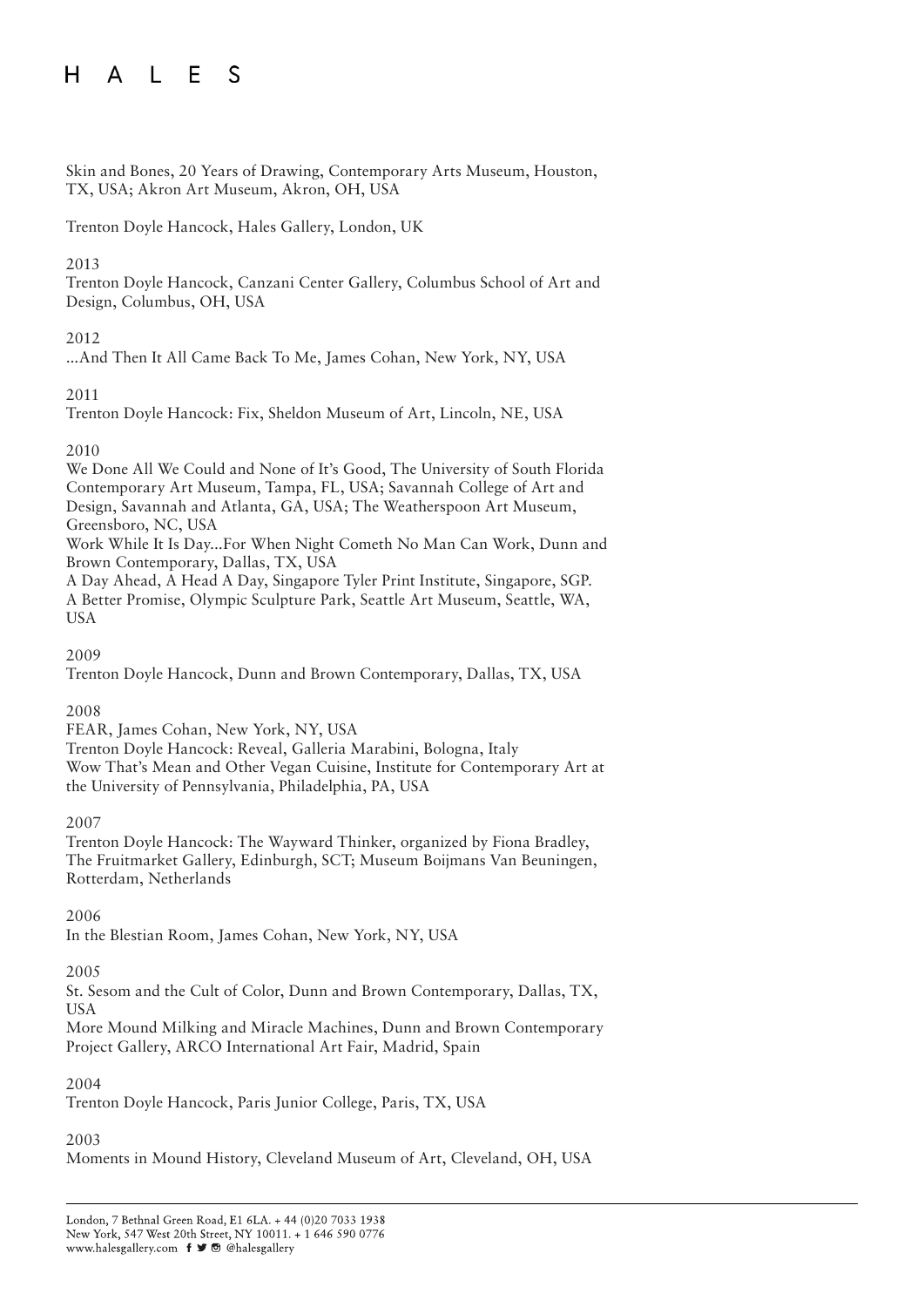Skin and Bones, 20 Years of Drawing, Contemporary Arts Museum, Houston, TX, USA; Akron Art Museum, Akron, OH, USA

Trenton Doyle Hancock, Hales Gallery, London, UK

2013
Trenton Doyle Hancock, Canzani Center Gallery, Columbus School of Art and Design, Columbus, OH, USA

2012
...And Then It All Came Back To Me, James Cohan, New York, NY, USA

2011
Trenton Doyle Hancock: Fix, Sheldon Museum of Art, Lincoln, NE, USA

2010
We Done All We Could and None of It's Good, The University of South Florida Contemporary Art Museum, Tampa, FL, USA; Savannah College of Art and Design, Savannah and Atlanta, GA, USA; The Weatherspoon Art Museum, Greensboro, NC, USA
Work While It Is Day...For When Night Cometh No Man Can Work, Dunn and Brown Contemporary, Dallas, TX, USA
A Day Ahead, A Head A Day, Singapore Tyler Print Institute, Singapore, SGP.
A Better Promise, Olympic Sculpture Park, Seattle Art Museum, Seattle, WA, USA

2009
Trenton Doyle Hancock, Dunn and Brown Contemporary, Dallas, TX, USA

2008
FEAR, James Cohan, New York, NY, USA
Trenton Doyle Hancock: Reveal, Galleria Marabini, Bologna, Italy
Wow That's Mean and Other Vegan Cuisine, Institute for Contemporary Art at the University of Pennsylvania, Philadelphia, PA, USA

2007
Trenton Doyle Hancock: The Wayward Thinker, organized by Fiona Bradley, The Fruitmarket Gallery, Edinburgh, SCT; Museum Boijmans Van Beuningen, Rotterdam, Netherlands

2006
In the Blestian Room, James Cohan, New York, NY, USA

2005
St. Sesom and the Cult of Color, Dunn and Brown Contemporary, Dallas, TX, USA
More Mound Milking and Miracle Machines, Dunn and Brown Contemporary Project Gallery, ARCO International Art Fair, Madrid, Spain

2004
Trenton Doyle Hancock, Paris Junior College, Paris, TX, USA

2003
Moments in Mound History, Cleveland Museum of Art, Cleveland, OH, USA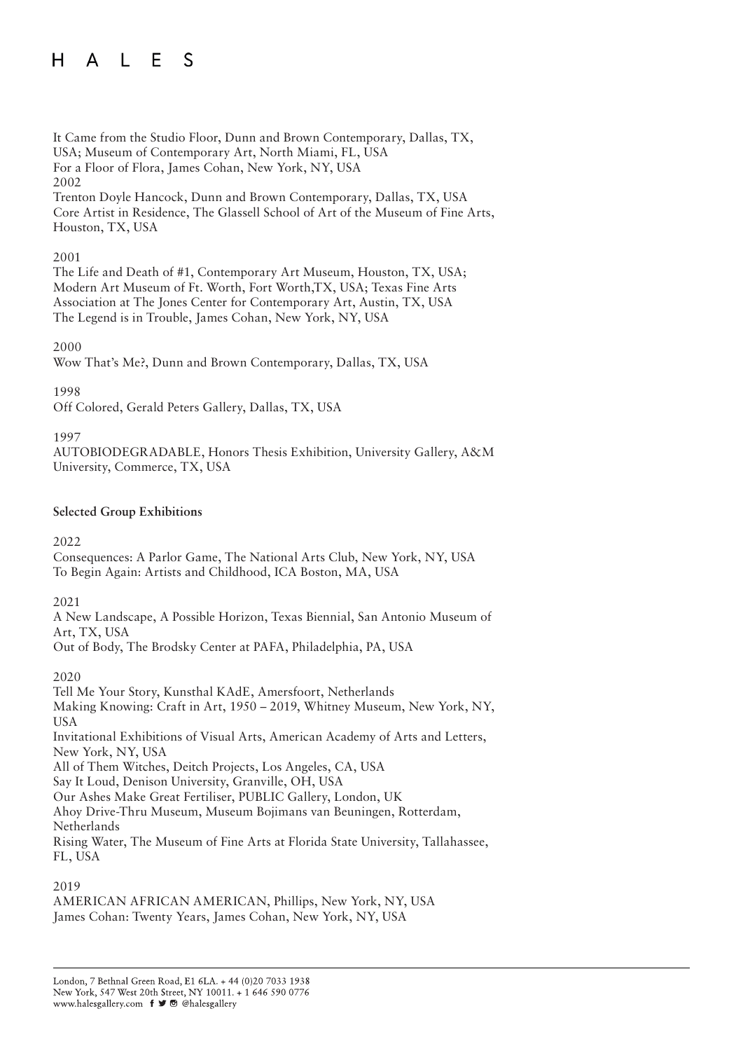It Came from the Studio Floor, Dunn and Brown Contemporary, Dallas, TX, USA; Museum of Contemporary Art, North Miami, FL, USA
For a Floor of Flora, James Cohan, New York, NY, USA

2002
Trenton Doyle Hancock, Dunn and Brown Contemporary, Dallas, TX, USA
Core Artist in Residence, The Glassell School of Art of the Museum of Fine Arts, Houston, TX, USA

2001
The Life and Death of #1, Contemporary Art Museum, Houston, TX, USA; Modern Art Museum of Ft. Worth, Fort Worth,TX, USA; Texas Fine Arts Association at The Jones Center for Contemporary Art, Austin, TX, USA
The Legend is in Trouble, James Cohan, New York, NY, USA

2000
Wow That's Me?, Dunn and Brown Contemporary, Dallas, TX, USA

1998
Off Colored, Gerald Peters Gallery, Dallas, TX, USA

1997
AUTOBIODEGRADABLE, Honors Thesis Exhibition, University Gallery, A&M University, Commerce, TX, USA

**Selected Group Exhibitions**

2022
Consequences: A Parlor Game, The National Arts Club, New York, NY, USA
To Begin Again: Artists and Childhood, ICA Boston, MA, USA

2021
A New Landscape, A Possible Horizon, Texas Biennial, San Antonio Museum of Art, TX, USA
Out of Body, The Brodsky Center at PAFA, Philadelphia, PA, USA

2020
Tell Me Your Story, Kunsthal KAdE, Amersfoort, Netherlands
Making Knowing: Craft in Art, 1950 – 2019, Whitney Museum, New York, NY, USA
Invitational Exhibitions of Visual Arts, American Academy of Arts and Letters, New York, NY, USA
All of Them Witches, Deitch Projects, Los Angeles, CA, USA
Say It Loud, Denison University, Granville, OH, USA
Our Ashes Make Great Fertiliser, PUBLIC Gallery, London, UK
Ahoy Drive-Thru Museum, Museum Bojimans van Beuningen, Rotterdam, Netherlands
Rising Water, The Museum of Fine Arts at Florida State University, Tallahassee, FL, USA

2019
AMERICAN AFRICAN AMERICAN, Phillips, New York, NY, USA
James Cohan: Twenty Years, James Cohan, New York, NY, USA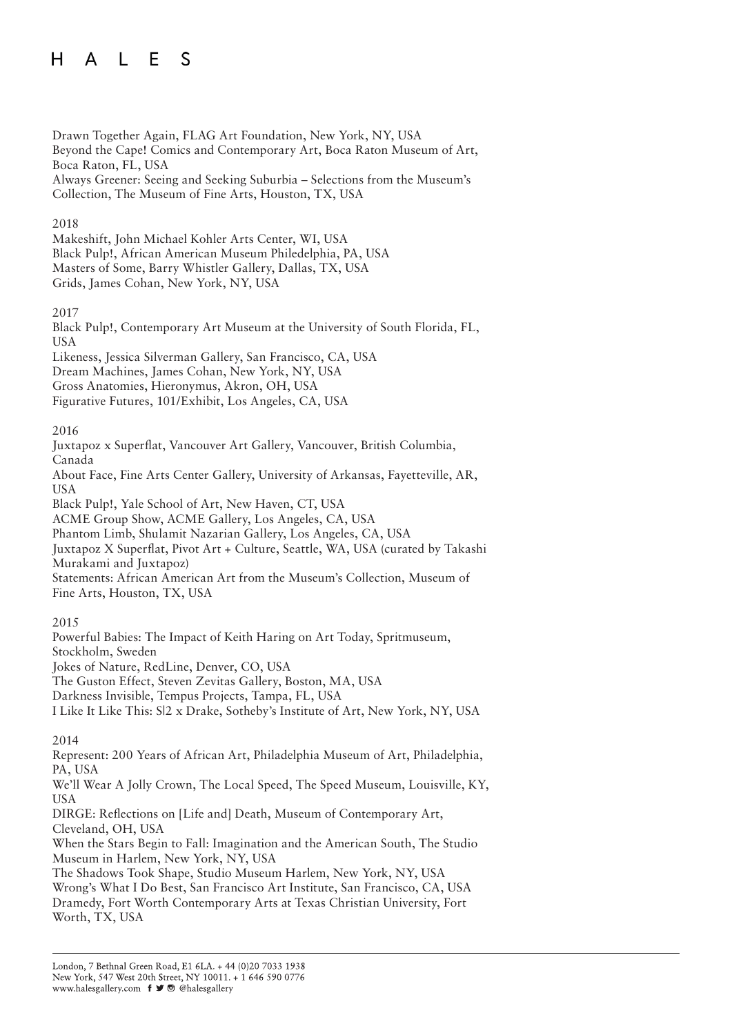Drawn Together Again, FLAG Art Foundation, New York, NY, USA
Beyond the Cape! Comics and Contemporary Art, Boca Raton Museum of Art, Boca Raton, FL, USA
Always Greener: Seeing and Seeking Suburbia – Selections from the Museum's Collection, The Museum of Fine Arts, Houston, TX, USA

2018
Makeshift, John Michael Kohler Arts Center, WI, USA
Black Pulp!, African American Museum Philedelphia, PA, USA
Masters of Some, Barry Whistler Gallery, Dallas, TX, USA
Grids, James Cohan, New York, NY, USA

2017
Black Pulp!, Contemporary Art Museum at the University of South Florida, FL, USA
Likeness, Jessica Silverman Gallery, San Francisco, CA, USA
Dream Machines, James Cohan, New York, NY, USA
Gross Anatomies, Hieronymus, Akron, OH, USA
Figurative Futures, 101/Exhibit, Los Angeles, CA, USA

2016
Juxtapoz x Superflat, Vancouver Art Gallery, Vancouver, British Columbia, Canada
About Face, Fine Arts Center Gallery, University of Arkansas, Fayetteville, AR, USA
Black Pulp!, Yale School of Art, New Haven, CT, USA
ACME Group Show, ACME Gallery, Los Angeles, CA, USA
Phantom Limb, Shulamit Nazarian Gallery, Los Angeles, CA, USA
Juxtapoz X Superflat, Pivot Art + Culture, Seattle, WA, USA (curated by Takashi Murakami and Juxtapoz)
Statements: African American Art from the Museum's Collection, Museum of Fine Arts, Houston, TX, USA

2015
Powerful Babies: The Impact of Keith Haring on Art Today, Spritmuseum, Stockholm, Sweden
Jokes of Nature, RedLine, Denver, CO, USA
The Guston Effect, Steven Zevitas Gallery, Boston, MA, USA
Darkness Invisible, Tempus Projects, Tampa, FL, USA
I Like It Like This: S|2 x Drake, Sotheby's Institute of Art, New York, NY, USA

2014
Represent: 200 Years of African Art, Philadelphia Museum of Art, Philadelphia, PA, USA
We'll Wear A Jolly Crown, The Local Speed, The Speed Museum, Louisville, KY, USA
DIRGE: Reflections on [Life and] Death, Museum of Contemporary Art, Cleveland, OH, USA
When the Stars Begin to Fall: Imagination and the American South, The Studio Museum in Harlem, New York, NY, USA
The Shadows Took Shape, Studio Museum Harlem, New York, NY, USA
Wrong's What I Do Best, San Francisco Art Institute, San Francisco, CA, USA
Dramedy, Fort Worth Contemporary Arts at Texas Christian University, Fort Worth, TX, USA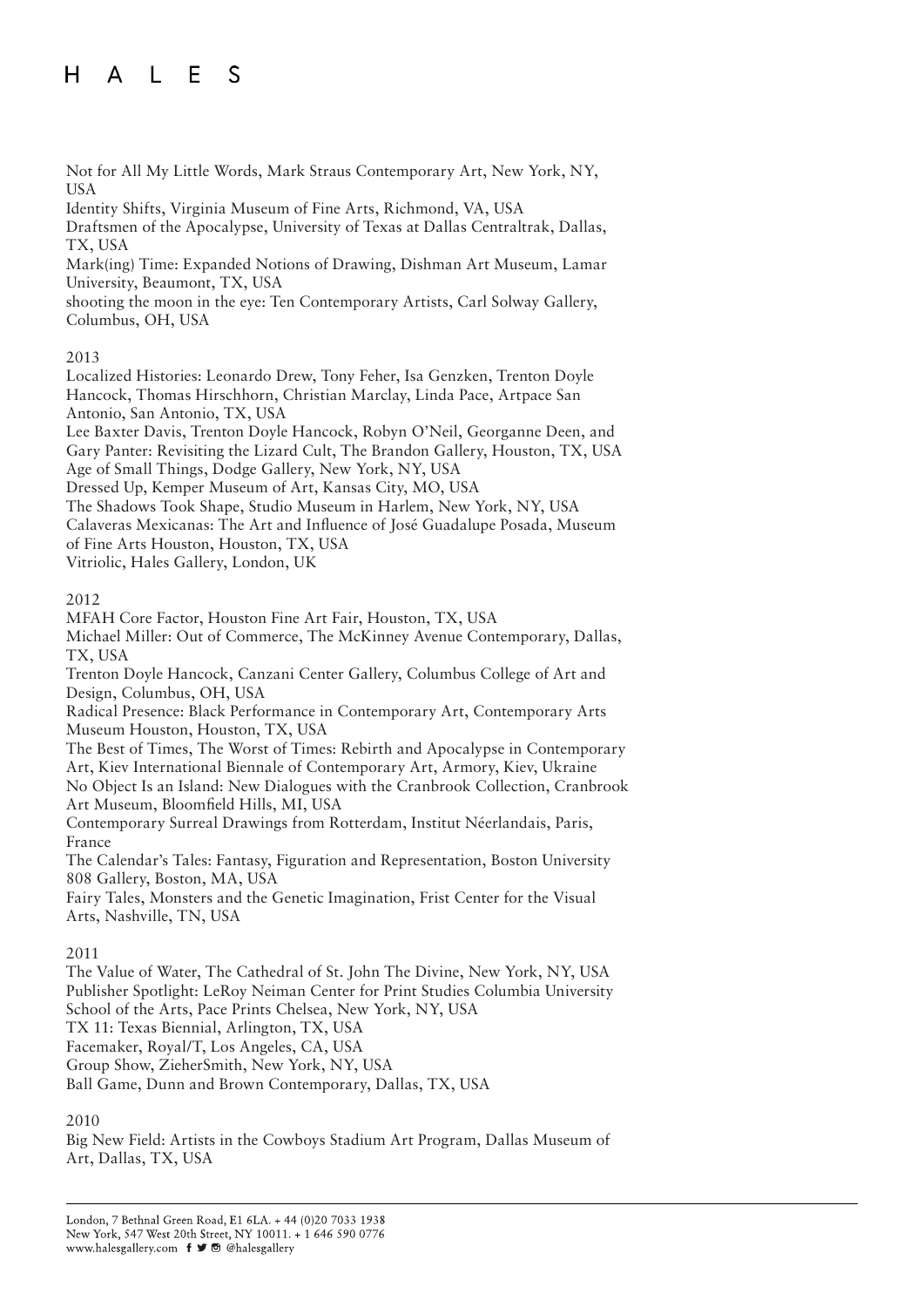Not for All My Little Words, Mark Straus Contemporary Art, New York, NY, USA
Identity Shifts, Virginia Museum of Fine Arts, Richmond, VA, USA
Draftsmen of the Apocalypse, University of Texas at Dallas Centraltrak, Dallas, TX, USA
Mark(ing) Time: Expanded Notions of Drawing, Dishman Art Museum, Lamar University, Beaumont, TX, USA
shooting the moon in the eye: Ten Contemporary Artists, Carl Solway Gallery, Columbus, OH, USA

2013
Localized Histories: Leonardo Drew, Tony Feher, Isa Genzken, Trenton Doyle Hancock, Thomas Hirschhorn, Christian Marclay, Linda Pace, Artpace San Antonio, San Antonio, TX, USA
Lee Baxter Davis, Trenton Doyle Hancock, Robyn O'Neil, Georganne Deen, and Gary Panter: Revisiting the Lizard Cult, The Brandon Gallery, Houston, TX, USA
Age of Small Things, Dodge Gallery, New York, NY, USA
Dressed Up, Kemper Museum of Art, Kansas City, MO, USA
The Shadows Took Shape, Studio Museum in Harlem, New York, NY, USA
Calaveras Mexicanas: The Art and Influence of José Guadalupe Posada, Museum of Fine Arts Houston, Houston, TX, USA
Vitriolic, Hales Gallery, London, UK

2012
MFAH Core Factor, Houston Fine Art Fair, Houston, TX, USA
Michael Miller: Out of Commerce, The McKinney Avenue Contemporary, Dallas, TX, USA
Trenton Doyle Hancock, Canzani Center Gallery, Columbus College of Art and Design, Columbus, OH, USA
Radical Presence: Black Performance in Contemporary Art, Contemporary Arts Museum Houston, Houston, TX, USA
The Best of Times, The Worst of Times: Rebirth and Apocalypse in Contemporary Art, Kiev International Biennale of Contemporary Art, Armory, Kiev, Ukraine
No Object Is an Island: New Dialogues with the Cranbrook Collection, Cranbrook Art Museum, Bloomfield Hills, MI, USA
Contemporary Surreal Drawings from Rotterdam, Institut Néerlandais, Paris, France
The Calendar's Tales: Fantasy, Figuration and Representation, Boston University 808 Gallery, Boston, MA, USA
Fairy Tales, Monsters and the Genetic Imagination, Frist Center for the Visual Arts, Nashville, TN, USA

2011
The Value of Water, The Cathedral of St. John The Divine, New York, NY, USA
Publisher Spotlight: LeRoy Neiman Center for Print Studies Columbia University School of the Arts, Pace Prints Chelsea, New York, NY, USA
TX 11: Texas Biennial, Arlington, TX, USA
Facemaker, Royal/T, Los Angeles, CA, USA
Group Show, ZieherSmith, New York, NY, USA
Ball Game, Dunn and Brown Contemporary, Dallas, TX, USA

2010
Big New Field: Artists in the Cowboys Stadium Art Program, Dallas Museum of Art, Dallas, TX, USA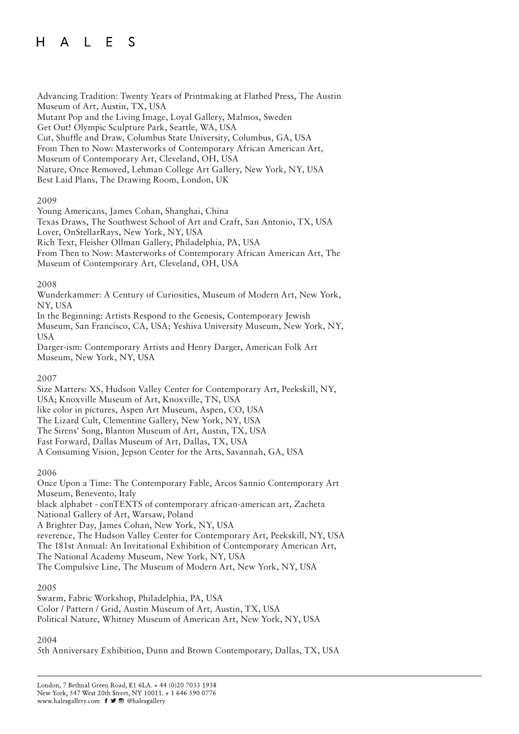Advancing Tradition: Twenty Years of Printmaking at Flatbed Press, The Austin Museum of Art, Austin, TX, USA
Mutant Pop and the Living Image, Loyal Gallery, Malmos, Sweden
Get Out! Olympic Sculpture Park, Seattle, WA, USA
Cut, Shuffle and Draw, Columbus State University, Columbus, GA, USA
From Then to Now: Masterworks of Contemporary African American Art, Museum of Contemporary Art, Cleveland, OH, USA
Nature, Once Removed, Lehman College Art Gallery, New York, NY, USA
Best Laid Plans, The Drawing Room, London, UK

2009
Young Americans, James Cohan, Shanghai, China
Texas Draws, The Southwest School of Art and Craft, San Antonio, TX, USA
Lover, OnStellarRays, New York, NY, USA
Rich Text, Fleisher Ollman Gallery, Philadelphia, PA, USA
From Then to Now: Masterworks of Contemporary African American Art, The Museum of Contemporary Art, Cleveland, OH, USA

2008
Wunderkammer: A Century of Curiosities, Museum of Modern Art, New York, NY, USA
In the Beginning: Artists Respond to the Genesis, Contemporary Jewish Museum, San Francisco, CA, USA; Yeshiva University Museum, New York, NY, USA
Darger-ism: Contemporary Artists and Henry Darger, American Folk Art Museum, New York, NY, USA

2007
Size Matters: XS, Hudson Valley Center for Contemporary Art, Peekskill, NY, USA; Knoxville Museum of Art, Knoxville, TN, USA
like color in pictures, Aspen Art Museum, Aspen, CO, USA
The Lizard Cult, Clementine Gallery, New York, NY, USA
The Sirens' Song, Blanton Museum of Art, Austin, TX, USA
Fast Forward, Dallas Museum of Art, Dallas, TX, USA
A Consuming Vision, Jepson Center for the Arts, Savannah, GA, USA

2006
Once Upon a Time: The Contemporary Fable, Arcos Sannio Contemporary Art Museum, Benevento, Italy
black alphabet - conTEXTS of contemporary african-american art, Zacheta National Gallery of Art, Warsaw, Poland
A Brighter Day, James Cohan, New York, NY, USA
reverence, The Hudson Valley Center for Contemporary Art, Peekskill, NY, USA
The 181st Annual: An Invitational Exhibition of Contemporary American Art, The National Academy Museum, New York, NY, USA
The Compulsive Line, The Museum of Modern Art, New York, NY, USA

2005
Swarm, Fabric Workshop, Philadelphia, PA, USA
Color / Pattern / Grid, Austin Museum of Art, Austin, TX, USA
Political Nature, Whitney Museum of American Art, New York, NY, USA

2004
5th Anniversary Exhibition, Dunn and Brown Contemporary, Dallas, TX, USA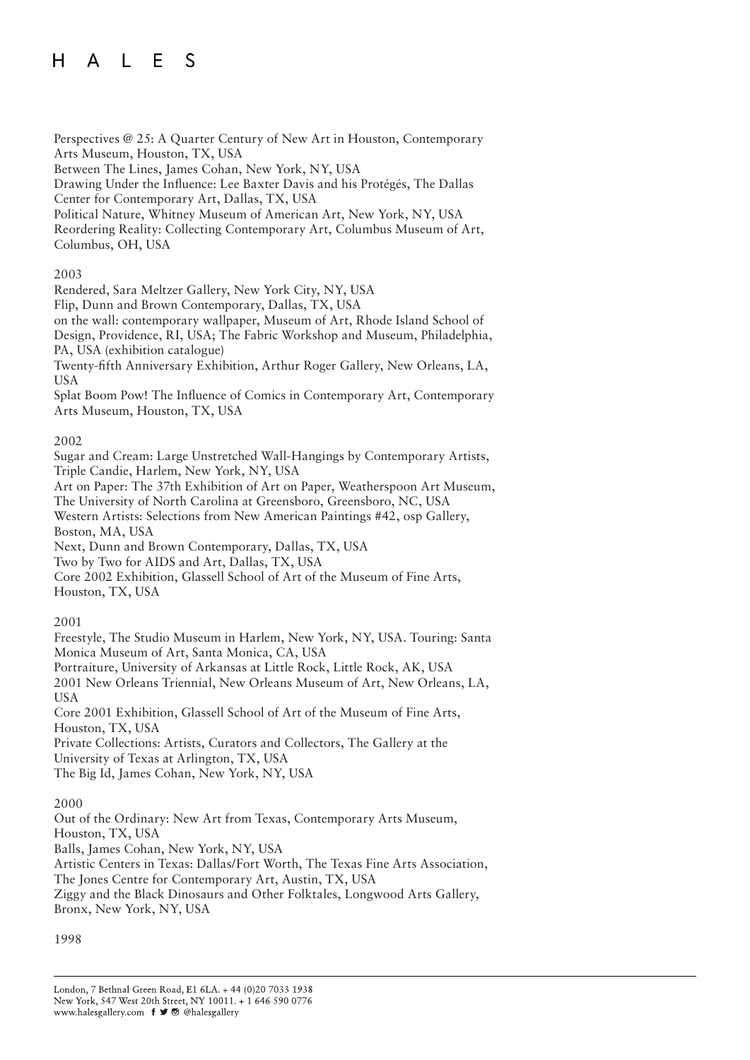Perspectives @ 25: A Quarter Century of New Art in Houston, Contemporary Arts Museum, Houston, TX, USA
Between The Lines, James Cohan, New York, NY, USA
Drawing Under the Influence: Lee Baxter Davis and his Protégés, The Dallas Center for Contemporary Art, Dallas, TX, USA
Political Nature, Whitney Museum of American Art, New York, NY, USA
Reordering Reality: Collecting Contemporary Art, Columbus Museum of Art, Columbus, OH, USA

2003
Rendered, Sara Meltzer Gallery, New York City, NY, USA
Flip, Dunn and Brown Contemporary, Dallas, TX, USA
on the wall: contemporary wallpaper, Museum of Art, Rhode Island School of Design, Providence, RI, USA; The Fabric Workshop and Museum, Philadelphia, PA, USA (exhibition catalogue)
Twenty-fifth Anniversary Exhibition, Arthur Roger Gallery, New Orleans, LA, USA
Splat Boom Pow! The Influence of Comics in Contemporary Art, Contemporary Arts Museum, Houston, TX, USA

2002
Sugar and Cream: Large Unstretched Wall-Hangings by Contemporary Artists, Triple Candie, Harlem, New York, NY, USA
Art on Paper: The 37th Exhibition of Art on Paper, Weatherspoon Art Museum, The University of North Carolina at Greensboro, Greensboro, NC, USA
Western Artists: Selections from New American Paintings #42, osp Gallery, Boston, MA, USA
Next, Dunn and Brown Contemporary, Dallas, TX, USA
Two by Two for AIDS and Art, Dallas, TX, USA
Core 2002 Exhibition, Glassell School of Art of the Museum of Fine Arts, Houston, TX, USA

2001
Freestyle, The Studio Museum in Harlem, New York, NY, USA. Touring: Santa Monica Museum of Art, Santa Monica, CA, USA
Portraiture, University of Arkansas at Little Rock, Little Rock, AK, USA
2001 New Orleans Triennial, New Orleans Museum of Art, New Orleans, LA, USA
Core 2001 Exhibition, Glassell School of Art of the Museum of Fine Arts, Houston, TX, USA
Private Collections: Artists, Curators and Collectors, The Gallery at the University of Texas at Arlington, TX, USA
The Big Id, James Cohan, New York, NY, USA

2000
Out of the Ordinary: New Art from Texas, Contemporary Arts Museum, Houston, TX, USA
Balls, James Cohan, New York, NY, USA
Artistic Centers in Texas: Dallas/Fort Worth, The Texas Fine Arts Association, The Jones Centre for Contemporary Art, Austin, TX, USA
Ziggy and the Black Dinosaurs and Other Folktales, Longwood Arts Gallery, Bronx, New York, NY, USA

1998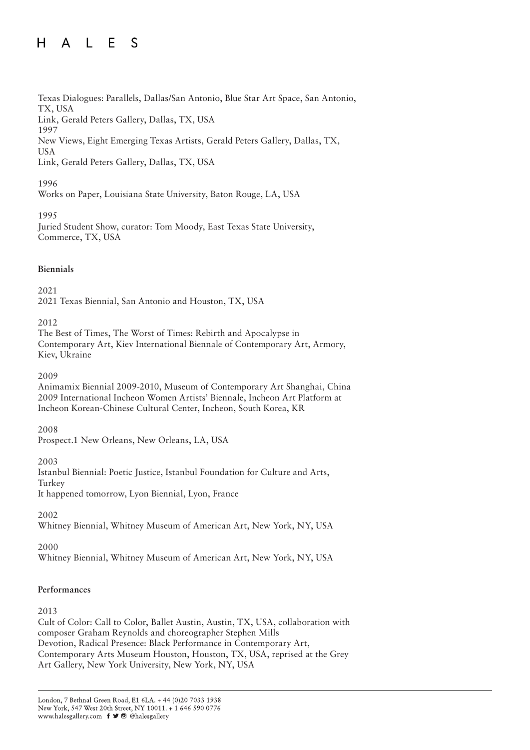Texas Dialogues: Parallels, Dallas/San Antonio, Blue Star Art Space, San Antonio, TX, USA
Link, Gerald Peters Gallery, Dallas, TX, USA

1997
New Views, Eight Emerging Texas Artists, Gerald Peters Gallery, Dallas, TX, USA
Link, Gerald Peters Gallery, Dallas, TX, USA

1996
Works on Paper, Louisiana State University, Baton Rouge, LA, USA

1995
Juried Student Show, curator: Tom Moody, East Texas State University, Commerce, TX, USA

### Biennials

2021
2021 Texas Biennial, San Antonio and Houston, TX, USA

2012
The Best of Times, The Worst of Times: Rebirth and Apocalypse in Contemporary Art, Kiev International Biennale of Contemporary Art, Armory, Kiev, Ukraine

2009
Animamix Biennial 2009-2010, Museum of Contemporary Art Shanghai, China
2009 International Incheon Women Artists' Biennale, Incheon Art Platform at Incheon Korean-Chinese Cultural Center, Incheon, South Korea, KR

2008
Prospect.1 New Orleans, New Orleans, LA, USA

2003
Istanbul Biennial: Poetic Justice, Istanbul Foundation for Culture and Arts, Turkey
It happened tomorrow, Lyon Biennial, Lyon, France

2002
Whitney Biennial, Whitney Museum of American Art, New York, NY, USA

2000
Whitney Biennial, Whitney Museum of American Art, New York, NY, USA

### Performances

2013
Cult of Color: Call to Color, Ballet Austin, Austin, TX, USA, collaboration with composer Graham Reynolds and choreographer Stephen Mills
Devotion, Radical Presence: Black Performance in Contemporary Art, Contemporary Arts Museum Houston, Houston, TX, USA, reprised at the Grey Art Gallery, New York University, New York, NY, USA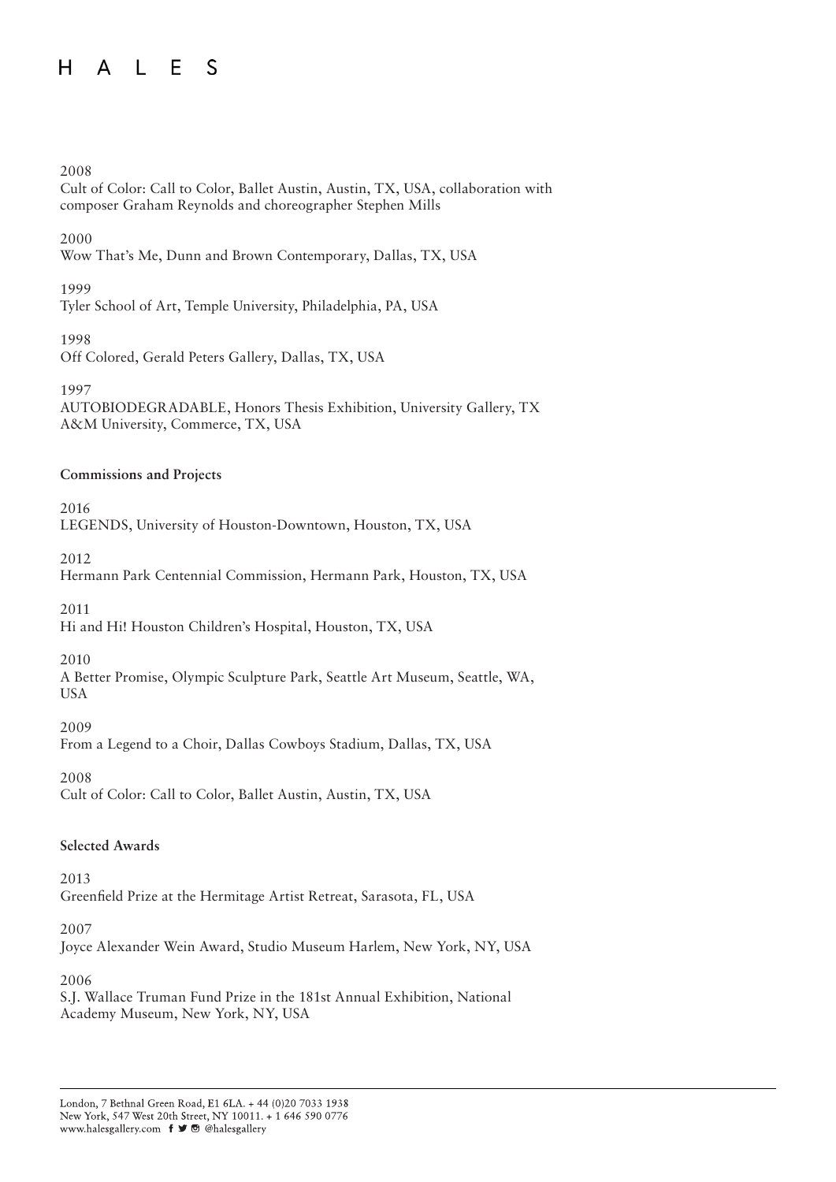2008
Cult of Color: Call to Color, Ballet Austin, Austin, TX, USA, collaboration with composer Graham Reynolds and choreographer Stephen Mills

2000
Wow That's Me, Dunn and Brown Contemporary, Dallas, TX, USA

1999
Tyler School of Art, Temple University, Philadelphia, PA, USA

1998
Off Colored, Gerald Peters Gallery, Dallas, TX, USA

1997
AUTOBIODEGRADABLE, Honors Thesis Exhibition, University Gallery, TX A&M University, Commerce, TX, USA

**Commissions and Projects**

2016
LEGENDS, University of Houston-Downtown, Houston, TX, USA

2012
Hermann Park Centennial Commission, Hermann Park, Houston, TX, USA

2011
Hi and Hi! Houston Children's Hospital, Houston, TX, USA

2010
A Better Promise, Olympic Sculpture Park, Seattle Art Museum, Seattle, WA, USA

2009
From a Legend to a Choir, Dallas Cowboys Stadium, Dallas, TX, USA

2008
Cult of Color: Call to Color, Ballet Austin, Austin, TX, USA

**Selected Awards**

2013
Greenfield Prize at the Hermitage Artist Retreat, Sarasota, FL, USA

2007
Joyce Alexander Wein Award, Studio Museum Harlem, New York, NY, USA

2006
S.J. Wallace Truman Fund Prize in the 181st Annual Exhibition, National Academy Museum, New York, NY, USA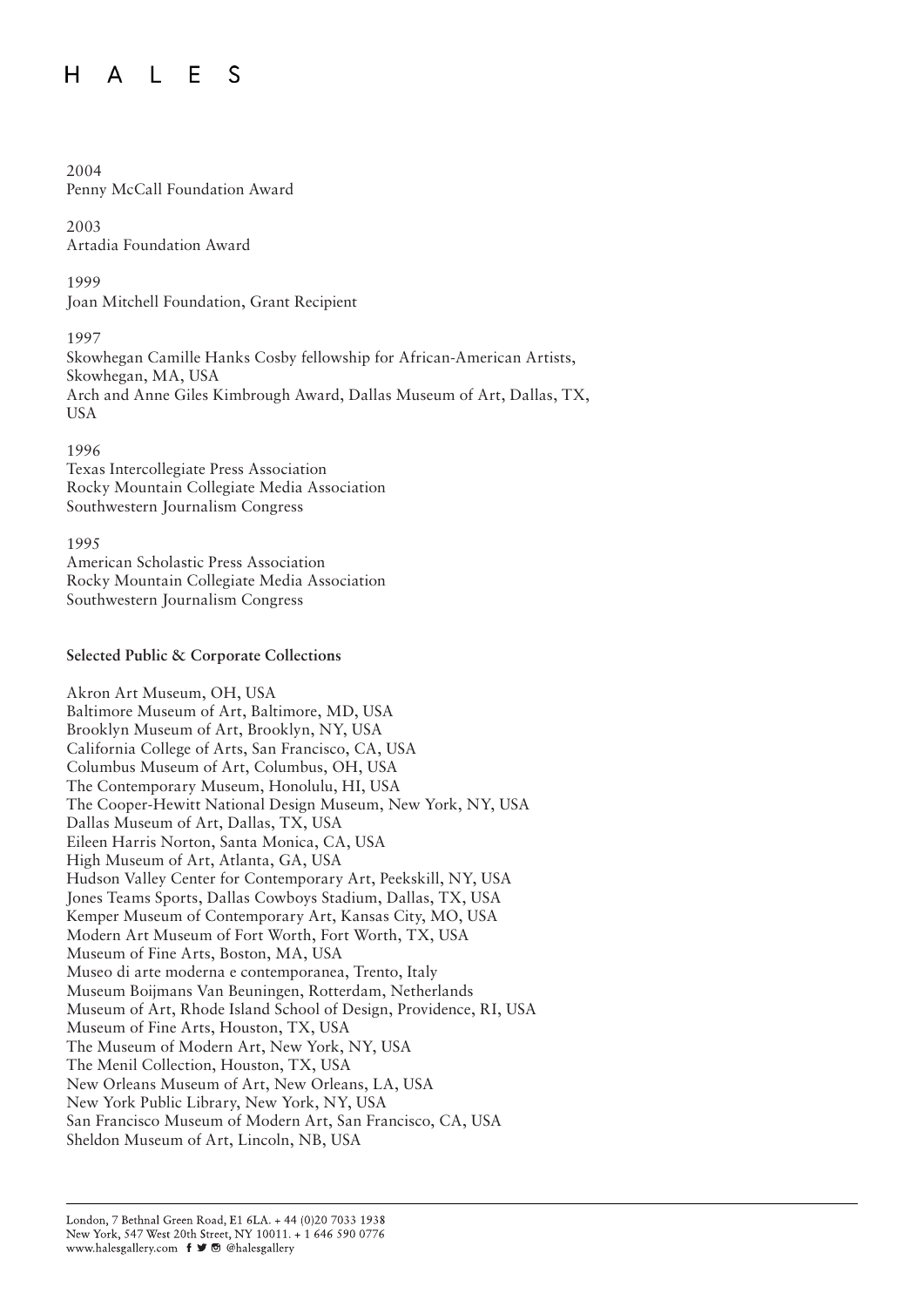2004
Penny McCall Foundation Award

2003
Artadia Foundation Award

1999
Joan Mitchell Foundation, Grant Recipient

1997
Skowhegan Camille Hanks Cosby fellowship for African-American Artists, Skowhegan, MA, USA
Arch and Anne Giles Kimbrough Award, Dallas Museum of Art, Dallas, TX, USA

1996
Texas Intercollegiate Press Association
Rocky Mountain Collegiate Media Association
Southwestern Journalism Congress

1995
American Scholastic Press Association
Rocky Mountain Collegiate Media Association
Southwestern Journalism Congress

**Selected Public & Corporate Collections**

Akron Art Museum, OH, USA
Baltimore Museum of Art, Baltimore, MD, USA
Brooklyn Museum of Art, Brooklyn, NY, USA
California College of Arts, San Francisco, CA, USA
Columbus Museum of Art, Columbus, OH, USA
The Contemporary Museum, Honolulu, HI, USA
The Cooper-Hewitt National Design Museum, New York, NY, USA
Dallas Museum of Art, Dallas, TX, USA
Eileen Harris Norton, Santa Monica, CA, USA
High Museum of Art, Atlanta, GA, USA
Hudson Valley Center for Contemporary Art, Peekskill, NY, USA
Jones Teams Sports, Dallas Cowboys Stadium, Dallas, TX, USA
Kemper Museum of Contemporary Art, Kansas City, MO, USA
Modern Art Museum of Fort Worth, Fort Worth, TX, USA
Museum of Fine Arts, Boston, MA, USA
Museo di arte moderna e contemporanea, Trento, Italy
Museum Boijmans Van Beuningen, Rotterdam, Netherlands
Museum of Art, Rhode Island School of Design, Providence, RI, USA
Museum of Fine Arts, Houston, TX, USA
The Museum of Modern Art, New York, NY, USA
The Menil Collection, Houston, TX, USA
New Orleans Museum of Art, New Orleans, LA, USA
New York Public Library, New York, NY, USA
San Francisco Museum of Modern Art, San Francisco, CA, USA
Sheldon Museum of Art, Lincoln, NB, USA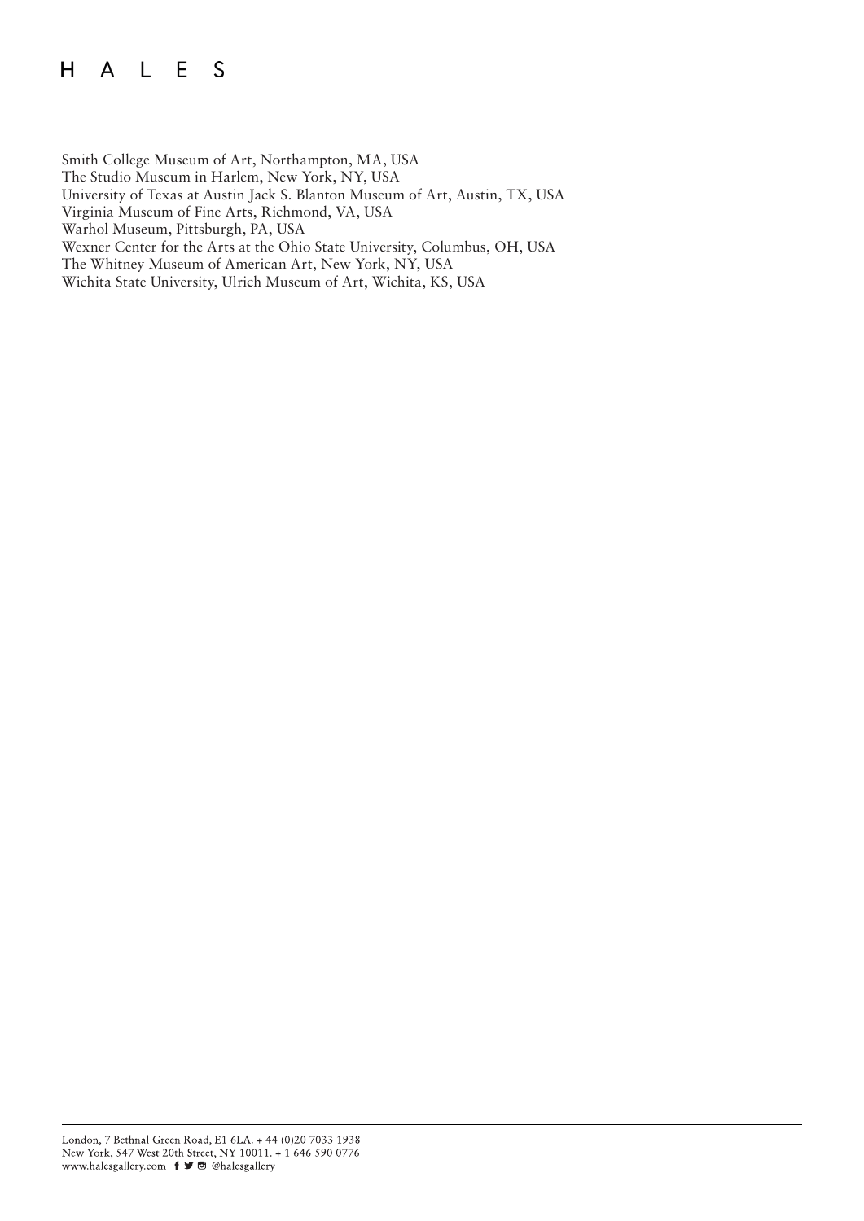Smith College Museum of Art, Northampton, MA, USA
The Studio Museum in Harlem, New York, NY, USA
University of Texas at Austin Jack S. Blanton Museum of Art, Austin, TX, USA
Virginia Museum of Fine Arts, Richmond, VA, USA
Warhol Museum, Pittsburgh, PA, USA
Wexner Center for the Arts at the Ohio State University, Columbus, OH, USA
The Whitney Museum of American Art, New York, NY, USA
Wichita State University, Ulrich Museum of Art, Wichita, KS, USA